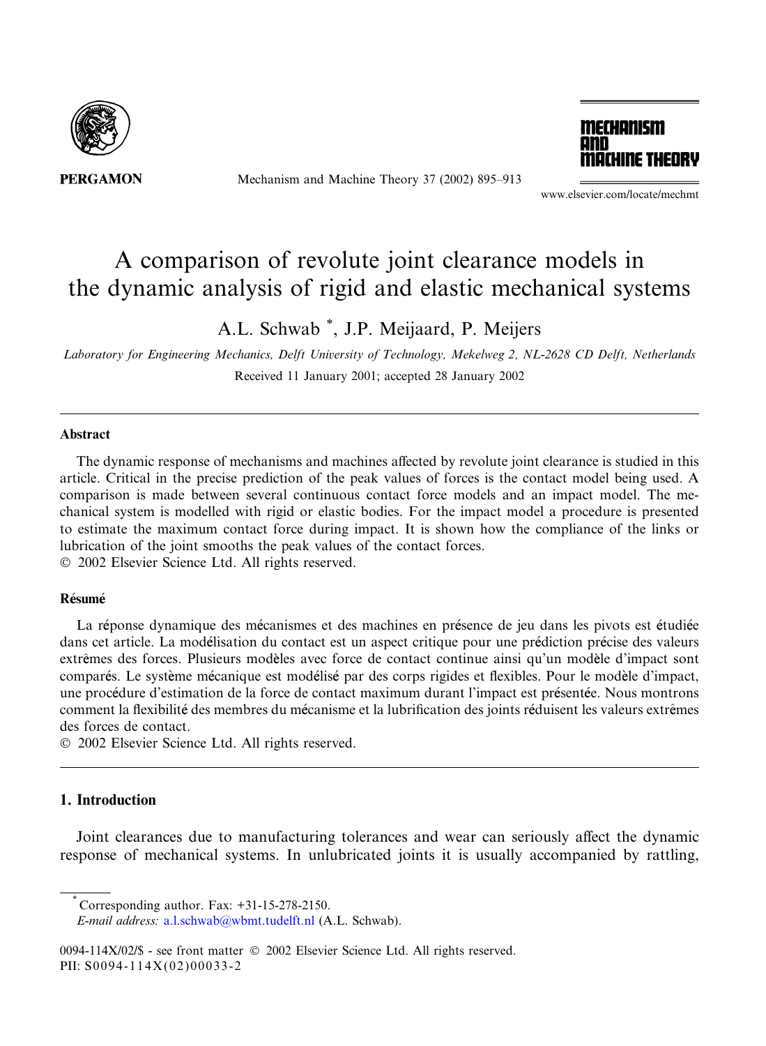PERGAMON

Mechanism and Machine Theory 37 (2002) 895–913

www.elsevier.com/locate/mechmt

# A comparison of revolute joint clearance models in the dynamic analysis of rigid and elastic mechanical systems

A.L. Schwab *, J.P. Meijaard, P. Meijers

*Laboratory for Engineering Mechanics, Delft University of Technology, Mekelweg 2, NL-2628 CD Delft, Netherlands*

Received 11 January 2001; accepted 28 January 2002

### Abstract

The dynamic response of mechanisms and machines affected by revolute joint clearance is studied in this article. Critical in the precise prediction of the peak values of forces is the contact model being used. A comparison is made between several continuous contact force models and an impact model. The mechanical system is modelled with rigid or elastic bodies. For the impact model a procedure is presented to estimate the maximum contact force during impact. It is shown how the compliance of the links or lubrication of the joint smooths the peak values of the contact forces.
© 2002 Elsevier Science Ltd. All rights reserved.

### Résumé

La réponse dynamique des mécanismes et des machines en présence de jeu dans les pivots est étudiée dans cet article. La modélisation du contact est un aspect critique pour une prédiction précise des valeurs extrêmes des forces. Plusieurs modèles avec force de contact continue ainsi qu'un modèle d'impact sont comparés. Le système mécanique est modélisé par des corps rigides et flexibles. Pour le modèle d'impact, une procédure d'estimation de la force de contact maximum durant l'impact est présentée. Nous montrons comment la flexibilité des membres du mécanisme et la lubrification des joints réduisent les valeurs extrêmes des forces de contact.
© 2002 Elsevier Science Ltd. All rights reserved.

## 1. Introduction

Joint clearances due to manufacturing tolerances and wear can seriously affect the dynamic response of mechanical systems. In unlubricated joints it is usually accompanied by rattling,

* Corresponding author. Fax: +31-15-278-2150.
*E-mail address:* a.l.schwab@wbmt.tudelft.nl (A.L. Schwab).

0094-114X/02/$ - see front matter © 2002 Elsevier Science Ltd. All rights reserved.
PII: S0094-114X(02)00033-2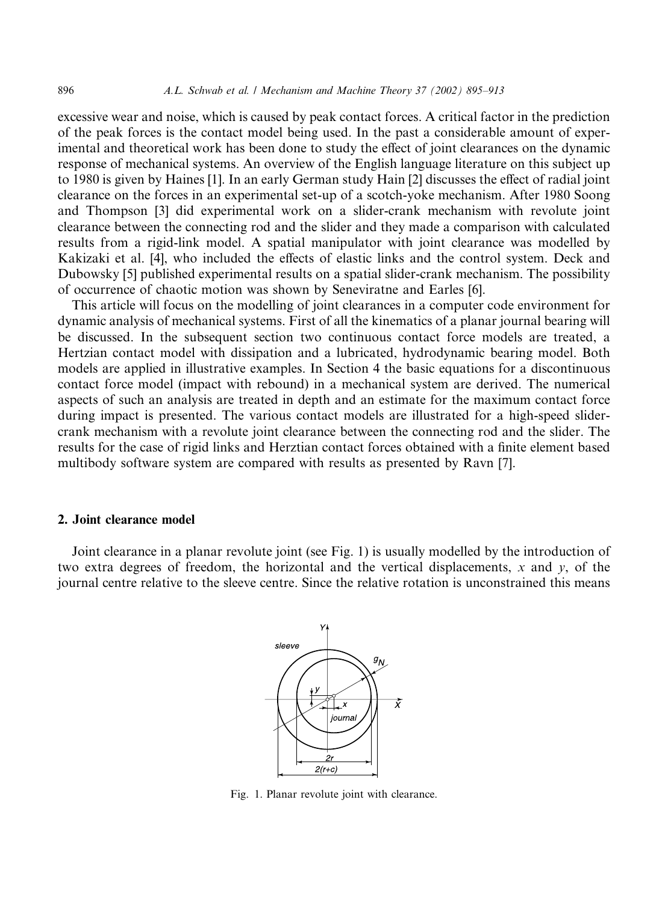excessive wear and noise, which is caused by peak contact forces. A critical factor in the prediction of the peak forces is the contact model being used. In the past a considerable amount of experimental and theoretical work has been done to study the effect of joint clearances on the dynamic response of mechanical systems. An overview of the English language literature on this subject up to 1980 is given by Haines [1]. In an early German study Hain [2] discusses the effect of radial joint clearance on the forces in an experimental set-up of a scotch-yoke mechanism. After 1980 Soong and Thompson [3] did experimental work on a slider-crank mechanism with revolute joint clearance between the connecting rod and the slider and they made a comparison with calculated results from a rigid-link model. A spatial manipulator with joint clearance was modelled by Kakizaki et al. [4], who included the effects of elastic links and the control system. Deck and Dubowsky [5] published experimental results on a spatial slider-crank mechanism. The possibility of occurrence of chaotic motion was shown by Seneviratne and Earles [6].

This article will focus on the modelling of joint clearances in a computer code environment for dynamic analysis of mechanical systems. First of all the kinematics of a planar journal bearing will be discussed. In the subsequent section two continuous contact force models are treated, a Hertzian contact model with dissipation and a lubricated, hydrodynamic bearing model. Both models are applied in illustrative examples. In Section 4 the basic equations for a discontinuous contact force model (impact with rebound) in a mechanical system are derived. The numerical aspects of such an analysis are treated in depth and an estimate for the maximum contact force during impact is presented. The various contact models are illustrated for a high-speed slider-crank mechanism with a revolute joint clearance between the connecting rod and the slider. The results for the case of rigid links and Herztian contact forces obtained with a finite element based multibody software system are compared with results as presented by Ravn [7].

## 2. Joint clearance model

Joint clearance in a planar revolute joint (see Fig. 1) is usually modelled by the introduction of two extra degrees of freedom, the horizontal and the vertical displacements, $x$ and $y$, of the journal centre relative to the sleeve centre. Since the relative rotation is unconstrained this means

Fig. 1. Planar revolute joint with clearance.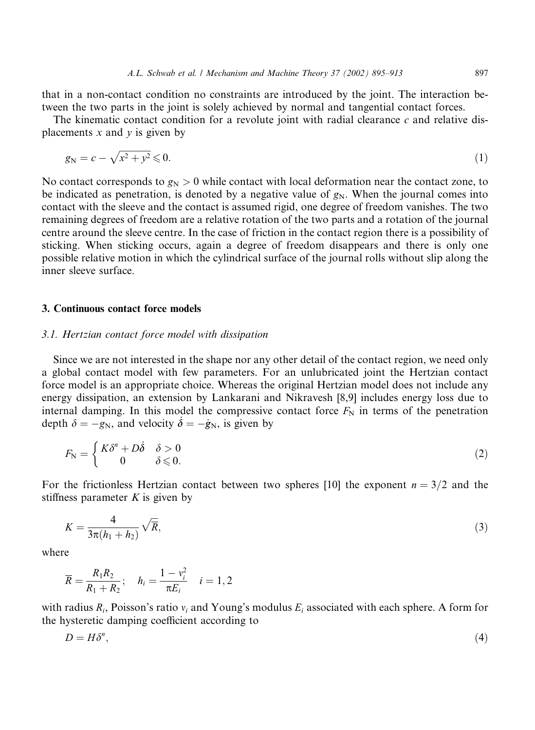that in a non-contact condition no constraints are introduced by the joint. The interaction between the two parts in the joint is solely achieved by normal and tangential contact forces.

The kinematic contact condition for a revolute joint with radial clearance $c$ and relative displacements $x$ and $y$ is given by

$$g_{\mathrm{N}} = c - \sqrt{x^2 + y^2} \leqslant 0. \tag{1}$$

No contact corresponds to $g_{\mathrm{N}} > 0$ while contact with local deformation near the contact zone, to be indicated as penetration, is denoted by a negative value of $g_{\mathrm{N}}$. When the journal comes into contact with the sleeve and the contact is assumed rigid, one degree of freedom vanishes. The two remaining degrees of freedom are a relative rotation of the two parts and a rotation of the journal centre around the sleeve centre. In the case of friction in the contact region there is a possibility of sticking. When sticking occurs, again a degree of freedom disappears and there is only one possible relative motion in which the cylindrical surface of the journal rolls without slip along the inner sleeve surface.

## 3. Continuous contact force models

### 3.1. Hertzian contact force model with dissipation

Since we are not interested in the shape nor any other detail of the contact region, we need only a global contact model with few parameters. For an unlubricated joint the Hertzian contact force model is an appropriate choice. Whereas the original Hertzian model does not include any energy dissipation, an extension by Lankarani and Nikravesh [8,9] includes energy loss due to internal damping. In this model the compressive contact force $F_{\mathrm{N}}$ in terms of the penetration depth $\delta = -g_{\mathrm{N}}$, and velocity $\dot{\delta} = -\dot{g}_{\mathrm{N}}$, is given by

$$F_{\mathrm{N}} = \begin{cases} K\delta^n + D\dot{\delta} & \delta > 0 \\ 0 & \delta \leqslant 0. \end{cases} \tag{2}$$

For the frictionless Hertzian contact between two spheres [10] the exponent $n = 3/2$ and the stiffness parameter $K$ is given by

$$K = \frac{4}{3\pi(h_1 + h_2)}\sqrt{\overline{R}}, \tag{3}$$

where

$$\overline{R} = \frac{R_1 R_2}{R_1 + R_2}; \quad h_i = \frac{1 - v_i^2}{\pi E_i} \quad i = 1, 2$$

with radius $R_i$, Poisson's ratio $v_i$ and Young's modulus $E_i$ associated with each sphere. A form for the hysteretic damping coefficient according to

$$D = H\delta^n, \tag{4}$$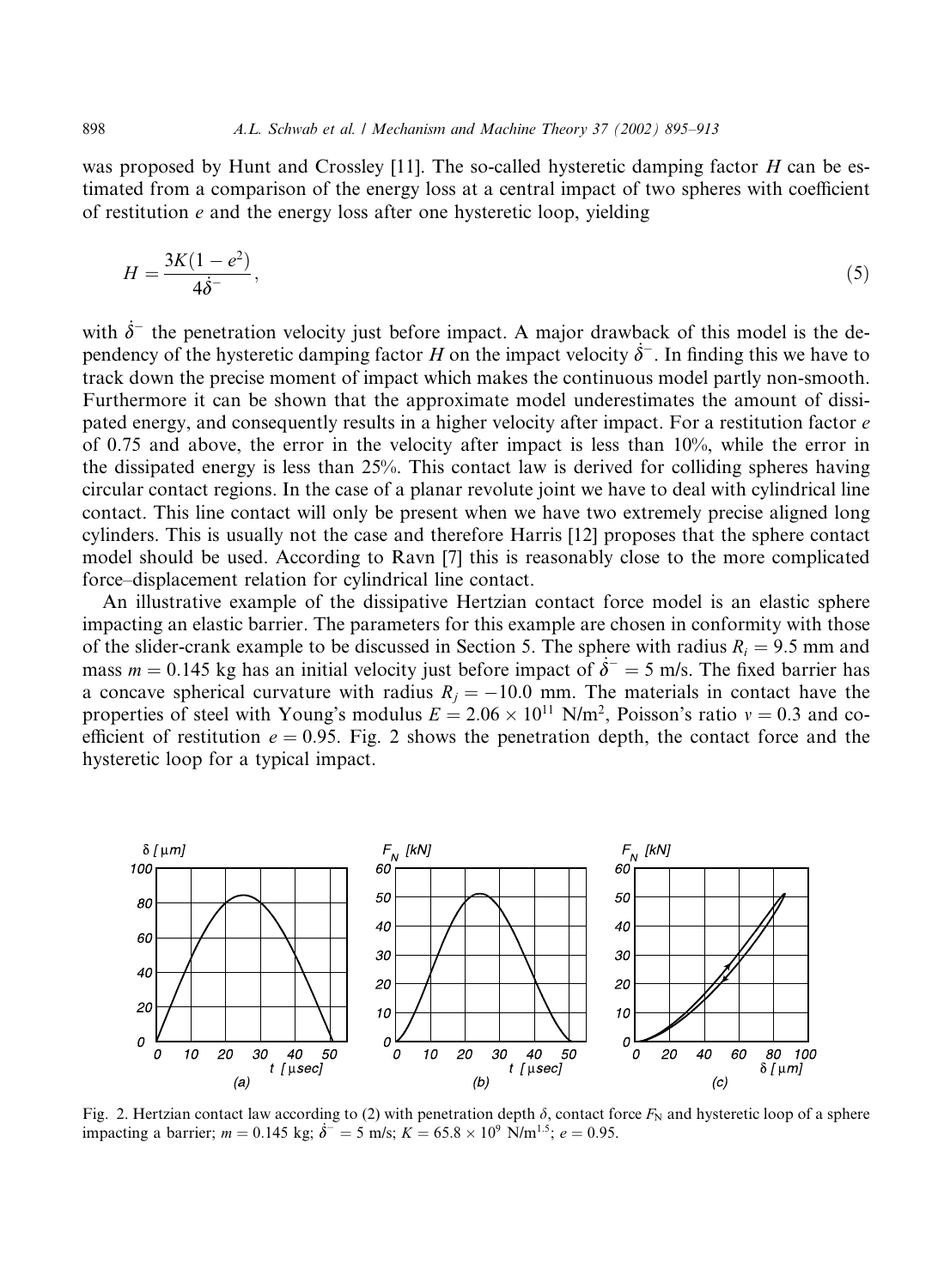was proposed by Hunt and Crossley [11]. The so-called hysteretic damping factor $H$ can be estimated from a comparison of the energy loss at a central impact of two spheres with coefficient of restitution $e$ and the energy loss after one hysteretic loop, yielding

$$H = \frac{3K(1 - e^2)}{4\dot{\delta}^-}, \tag{5}$$

with $\dot{\delta}^-$ the penetration velocity just before impact. A major drawback of this model is the dependency of the hysteretic damping factor $H$ on the impact velocity $\dot{\delta}^-$. In finding this we have to track down the precise moment of impact which makes the continuous model partly non-smooth. Furthermore it can be shown that the approximate model underestimates the amount of dissipated energy, and consequently results in a higher velocity after impact. For a restitution factor $e$ of 0.75 and above, the error in the velocity after impact is less than 10%, while the error in the dissipated energy is less than 25%. This contact law is derived for colliding spheres having circular contact regions. In the case of a planar revolute joint we have to deal with cylindrical line contact. This line contact will only be present when we have two extremely precise aligned long cylinders. This is usually not the case and therefore Harris [12] proposes that the sphere contact model should be used. According to Ravn [7] this is reasonably close to the more complicated force–displacement relation for cylindrical line contact.

An illustrative example of the dissipative Hertzian contact force model is an elastic sphere impacting an elastic barrier. The parameters for this example are chosen in conformity with those of the slider-crank example to be discussed in Section 5. The sphere with radius $R_i = 9.5$ mm and mass $m = 0.145$ kg has an initial velocity just before impact of $\dot{\delta}^- = 5$ m/s. The fixed barrier has a concave spherical curvature with radius $R_j = -10.0$ mm. The materials in contact have the properties of steel with Young's modulus $E = 2.06 \times 10^{11}$ N/m$^2$, Poisson's ratio $\nu = 0.3$ and coefficient of restitution $e = 0.95$. Fig. 2 shows the penetration depth, the contact force and the hysteretic loop for a typical impact.

Fig. 2. Hertzian contact law according to (2) with penetration depth $\delta$, contact force $F_N$ and hysteretic loop of a sphere impacting a barrier; $m = 0.145$ kg; $\dot{\delta}^- = 5$ m/s; $K = 65.8 \times 10^9$ N/m$^{1.5}$; $e = 0.95$.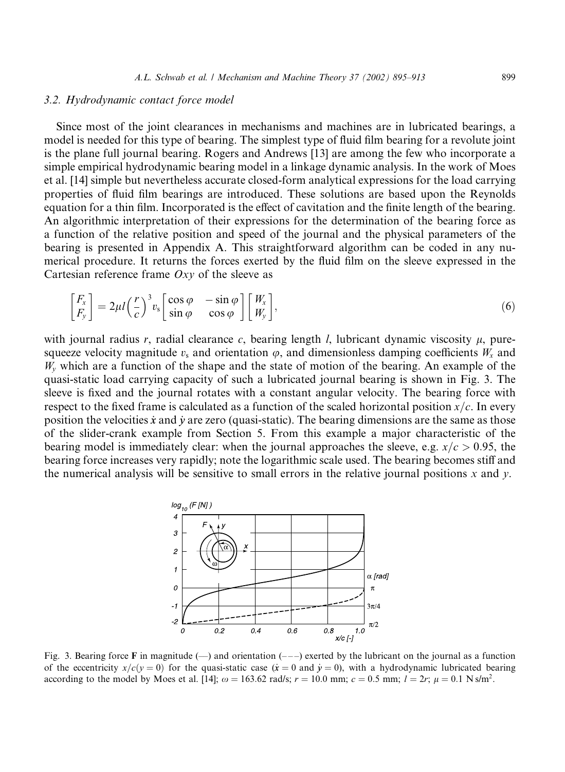### 3.2. Hydrodynamic contact force model

Since most of the joint clearances in mechanisms and machines are in lubricated bearings, a model is needed for this type of bearing. The simplest type of fluid film bearing for a revolute joint is the plane full journal bearing. Rogers and Andrews [13] are among the few who incorporate a simple empirical hydrodynamic bearing model in a linkage dynamic analysis. In the work of Moes et al. [14] simple but nevertheless accurate closed-form analytical expressions for the load carrying properties of fluid film bearings are introduced. These solutions are based upon the Reynolds equation for a thin film. Incorporated is the effect of cavitation and the finite length of the bearing. An algorithmic interpretation of their expressions for the determination of the bearing force as a function of the relative position and speed of the journal and the physical parameters of the bearing is presented in Appendix A. This straightforward algorithm can be coded in any numerical procedure. It returns the forces exerted by the fluid film on the sleeve expressed in the Cartesian reference frame $Oxy$ of the sleeve as

$$\begin{bmatrix} F_x \\ F_y \end{bmatrix} = 2\mu l \left(\frac{r}{c}\right)^3 v_s \begin{bmatrix} \cos\varphi & -\sin\varphi \\ \sin\varphi & \cos\varphi \end{bmatrix} \begin{bmatrix} W_x \\ W_y \end{bmatrix}, \tag{6}$$

with journal radius $r$, radial clearance $c$, bearing length $l$, lubricant dynamic viscosity $\mu$, pure-squeeze velocity magnitude $v_s$ and orientation $\varphi$, and dimensionless damping coefficients $W_x$ and $W_y$ which are a function of the shape and the state of motion of the bearing. An example of the quasi-static load carrying capacity of such a lubricated journal bearing is shown in Fig. 3. The sleeve is fixed and the journal rotates with a constant angular velocity. The bearing force with respect to the fixed frame is calculated as a function of the scaled horizontal position $x/c$. In every position the velocities $\dot{x}$ and $\dot{y}$ are zero (quasi-static). The bearing dimensions are the same as those of the slider-crank example from Section 5. From this example a major characteristic of the bearing model is immediately clear: when the journal approaches the sleeve, e.g. $x/c > 0.95$, the bearing force increases very rapidly; note the logarithmic scale used. The bearing becomes stiff and the numerical analysis will be sensitive to small errors in the relative journal positions $x$ and $y$.

Fig. 3. Bearing force **F** in magnitude (—) and orientation (– – –) exerted by the lubricant on the journal as a function of the eccentricity $x/c(y=0)$ for the quasi-static case ($\dot{x}=0$ and $\dot{y}=0$), with a hydrodynamic lubricated bearing according to the model by Moes et al. [14]; $\omega = 163.62$ rad/s; $r = 10.0$ mm; $c = 0.5$ mm; $l = 2r$; $\mu = 0.1$ N s/m$^2$.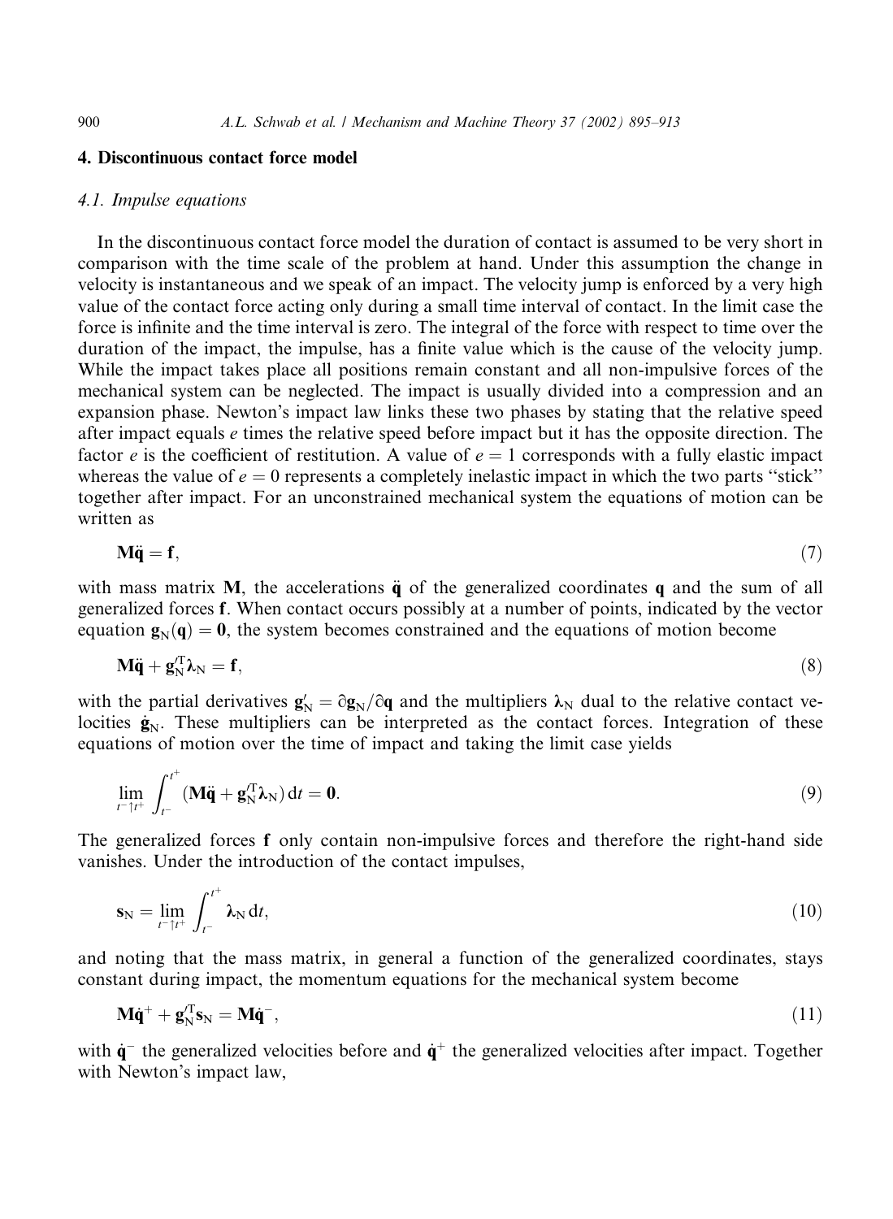## 4. Discontinuous contact force model

### 4.1. Impulse equations

In the discontinuous contact force model the duration of contact is assumed to be very short in comparison with the time scale of the problem at hand. Under this assumption the change in velocity is instantaneous and we speak of an impact. The velocity jump is enforced by a very high value of the contact force acting only during a small time interval of contact. In the limit case the force is infinite and the time interval is zero. The integral of the force with respect to time over the duration of the impact, the impulse, has a finite value which is the cause of the velocity jump. While the impact takes place all positions remain constant and all non-impulsive forces of the mechanical system can be neglected. The impact is usually divided into a compression and an expansion phase. Newton's impact law links these two phases by stating that the relative speed after impact equals $e$ times the relative speed before impact but it has the opposite direction. The factor $e$ is the coefficient of restitution. A value of $e = 1$ corresponds with a fully elastic impact whereas the value of $e = 0$ represents a completely inelastic impact in which the two parts "stick" together after impact. For an unconstrained mechanical system the equations of motion can be written as

$$\mathbf{M}\ddot{\mathbf{q}} = \mathbf{f}, \tag{7}$$

with mass matrix $\mathbf{M}$, the accelerations $\ddot{\mathbf{q}}$ of the generalized coordinates $\mathbf{q}$ and the sum of all generalized forces $\mathbf{f}$. When contact occurs possibly at a number of points, indicated by the vector equation $\mathbf{g}_\mathrm{N}(\mathbf{q}) = \mathbf{0}$, the system becomes constrained and the equations of motion become

$$\mathbf{M}\ddot{\mathbf{q}} + \mathbf{g}_\mathrm{N}'^\mathrm{T}\boldsymbol{\lambda}_\mathrm{N} = \mathbf{f}, \tag{8}$$

with the partial derivatives $\mathbf{g}_\mathrm{N}' = \partial\mathbf{g}_\mathrm{N}/\partial\mathbf{q}$ and the multipliers $\boldsymbol{\lambda}_\mathrm{N}$ dual to the relative contact velocities $\dot{\mathbf{g}}_\mathrm{N}$. These multipliers can be interpreted as the contact forces. Integration of these equations of motion over the time of impact and taking the limit case yields

$$\lim_{t^-\uparrow t^+} \int_{t^-}^{t^+} (\mathbf{M}\ddot{\mathbf{q}} + \mathbf{g}_\mathrm{N}'^\mathrm{T}\boldsymbol{\lambda}_\mathrm{N})\,\mathrm{d}t = \mathbf{0}. \tag{9}$$

The generalized forces $\mathbf{f}$ only contain non-impulsive forces and therefore the right-hand side vanishes. Under the introduction of the contact impulses,

$$\mathbf{s}_\mathrm{N} = \lim_{t^-\uparrow t^+} \int_{t^-}^{t^+} \boldsymbol{\lambda}_\mathrm{N}\,\mathrm{d}t, \tag{10}$$

and noting that the mass matrix, in general a function of the generalized coordinates, stays constant during impact, the momentum equations for the mechanical system become

$$\mathbf{M}\dot{\mathbf{q}}^+ + \mathbf{g}_\mathrm{N}'^\mathrm{T}\mathbf{s}_\mathrm{N} = \mathbf{M}\dot{\mathbf{q}}^-, \tag{11}$$

with $\dot{\mathbf{q}}^-$ the generalized velocities before and $\dot{\mathbf{q}}^+$ the generalized velocities after impact. Together with Newton's impact law,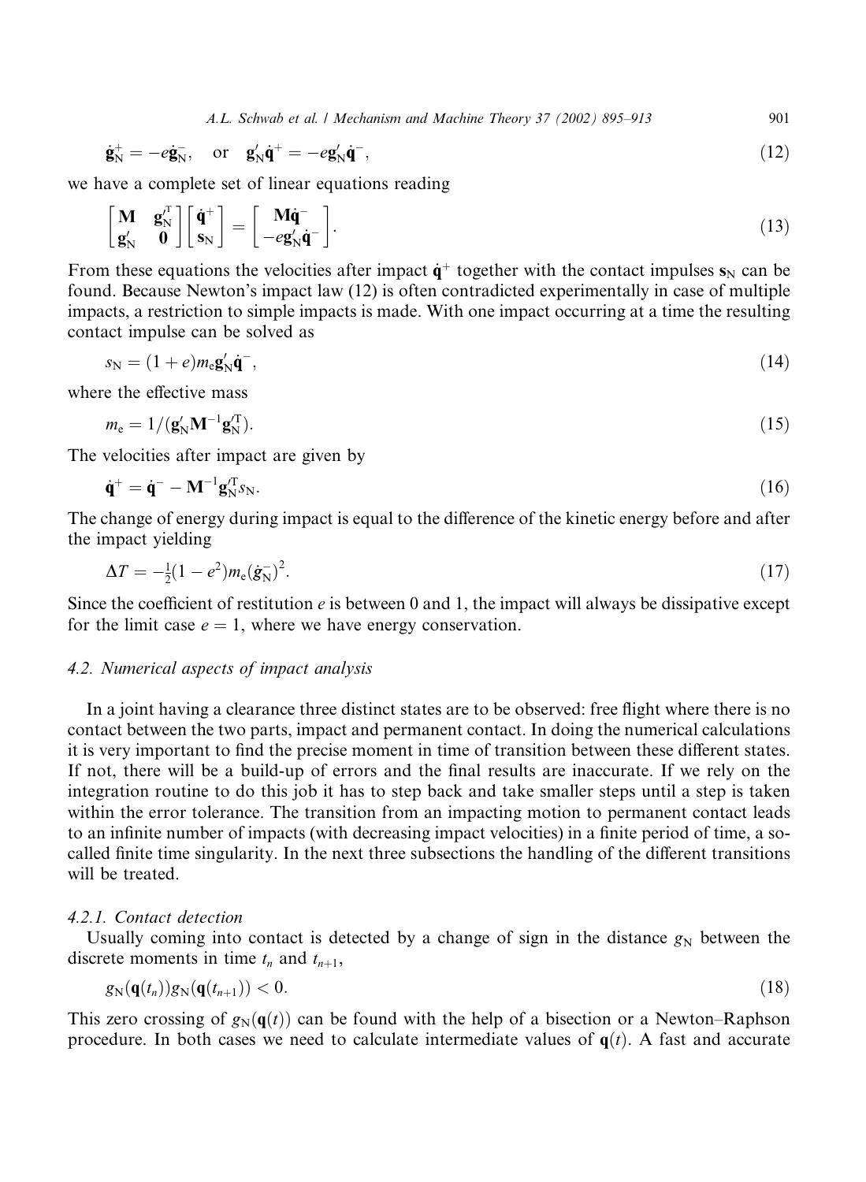$$\dot{\mathbf{g}}_N^+ = -e\dot{\mathbf{g}}_N^-, \quad \text{or} \quad \mathbf{g}'_N\dot{\mathbf{q}}^+ = -e\mathbf{g}'_N\dot{\mathbf{q}}^-, \tag{12}$$

we have a complete set of linear equations reading

$$\begin{bmatrix} \mathbf{M} & \mathbf{g}_N'^{\mathrm{T}} \\ \mathbf{g}'_N & \mathbf{0} \end{bmatrix} \begin{bmatrix} \dot{\mathbf{q}}^+ \\ \mathbf{s}_N \end{bmatrix} = \begin{bmatrix} \mathbf{M}\dot{\mathbf{q}}^- \\ -e\mathbf{g}'_N\dot{\mathbf{q}}^- \end{bmatrix}. \tag{13}$$

From these equations the velocities after impact $\dot{\mathbf{q}}^+$ together with the contact impulses $\mathbf{s}_N$ can be found. Because Newton's impact law (12) is often contradicted experimentally in case of multiple impacts, a restriction to simple impacts is made. With one impact occurring at a time the resulting contact impulse can be solved as

$$s_N = (1+e)m_e\mathbf{g}'_N\dot{\mathbf{q}}^-, \tag{14}$$

where the effective mass

$$m_e = 1/(\mathbf{g}'_N\mathbf{M}^{-1}\mathbf{g}_N'^{\mathrm{T}}). \tag{15}$$

The velocities after impact are given by

$$\dot{\mathbf{q}}^+ = \dot{\mathbf{q}}^- - \mathbf{M}^{-1}\mathbf{g}_N'^{\mathrm{T}}s_N. \tag{16}$$

The change of energy during impact is equal to the difference of the kinetic energy before and after the impact yielding

$$\Delta T = -\tfrac{1}{2}(1-e^2)m_e(\dot{g}_N^-)^2. \tag{17}$$

Since the coefficient of restitution $e$ is between 0 and 1, the impact will always be dissipative except for the limit case $e = 1$, where we have energy conservation.

### 4.2. Numerical aspects of impact analysis

In a joint having a clearance three distinct states are to be observed: free flight where there is no contact between the two parts, impact and permanent contact. In doing the numerical calculations it is very important to find the precise moment in time of transition between these different states. If not, there will be a build-up of errors and the final results are inaccurate. If we rely on the integration routine to do this job it has to step back and take smaller steps until a step is taken within the error tolerance. The transition from an impacting motion to permanent contact leads to an infinite number of impacts (with decreasing impact velocities) in a finite period of time, a so-called finite time singularity. In the next three subsections the handling of the different transitions will be treated.

#### 4.2.1. Contact detection

Usually coming into contact is detected by a change of sign in the distance $g_N$ between the discrete moments in time $t_n$ and $t_{n+1}$,

$$g_N(\mathbf{q}(t_n))g_N(\mathbf{q}(t_{n+1})) < 0. \tag{18}$$

This zero crossing of $g_N(\mathbf{q}(t))$ can be found with the help of a bisection or a Newton–Raphson procedure. In both cases we need to calculate intermediate values of $\mathbf{q}(t)$. A fast and accurate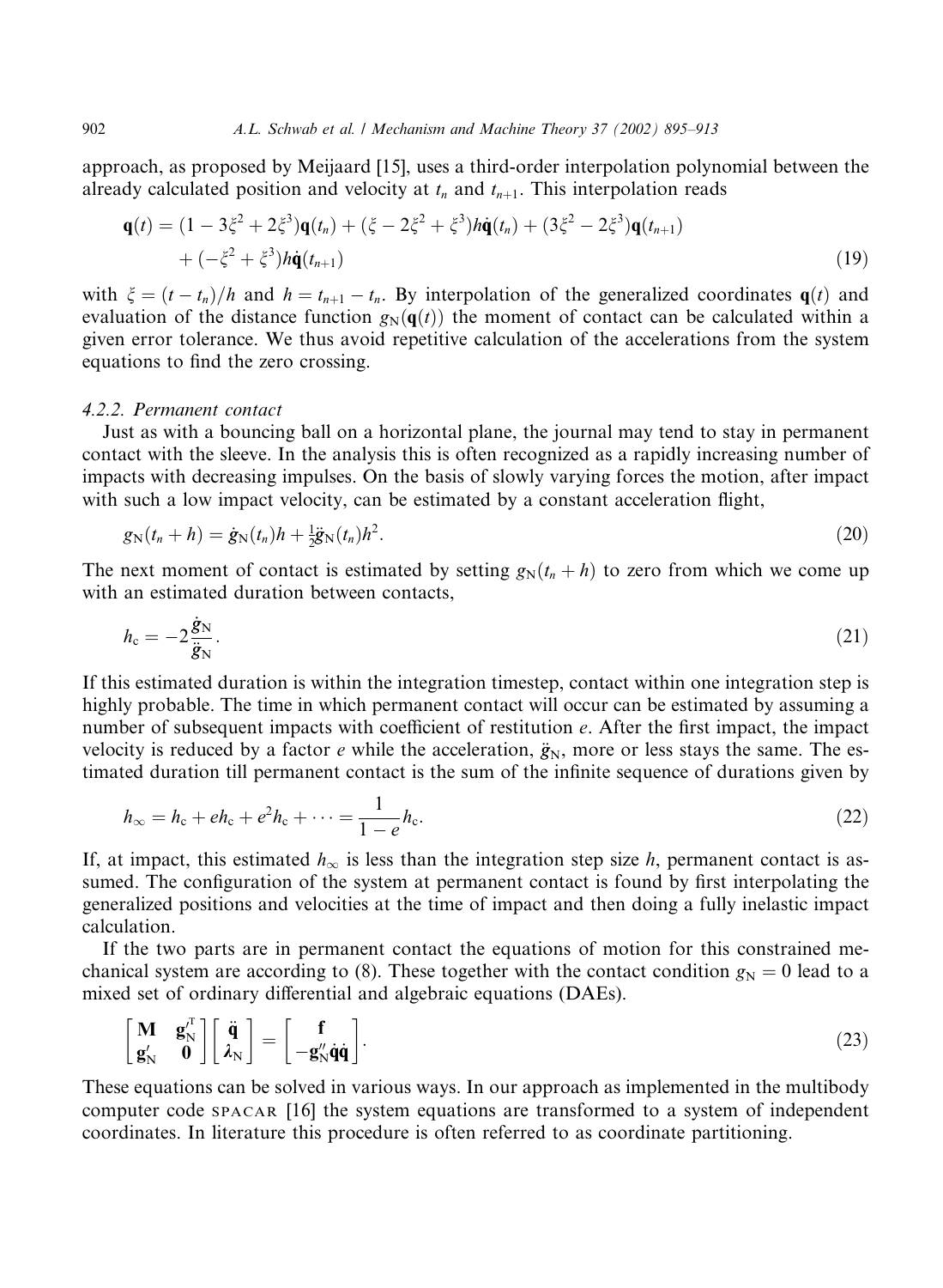approach, as proposed by Meijaard [15], uses a third-order interpolation polynomial between the already calculated position and velocity at $t_n$ and $t_{n+1}$. This interpolation reads

$$\mathbf{q}(t) = (1 - 3\xi^2 + 2\xi^3)\mathbf{q}(t_n) + (\xi - 2\xi^2 + \xi^3)h\dot{\mathbf{q}}(t_n) + (3\xi^2 - 2\xi^3)\mathbf{q}(t_{n+1}) + (-\xi^2 + \xi^3)h\dot{\mathbf{q}}(t_{n+1}) \tag{19}$$

with $\xi = (t - t_n)/h$ and $h = t_{n+1} - t_n$. By interpolation of the generalized coordinates $\mathbf{q}(t)$ and evaluation of the distance function $g_N(\mathbf{q}(t))$ the moment of contact can be calculated within a given error tolerance. We thus avoid repetitive calculation of the accelerations from the system equations to find the zero crossing.

#### 4.2.2. Permanent contact

Just as with a bouncing ball on a horizontal plane, the journal may tend to stay in permanent contact with the sleeve. In the analysis this is often recognized as a rapidly increasing number of impacts with decreasing impulses. On the basis of slowly varying forces the motion, after impact with such a low impact velocity, can be estimated by a constant acceleration flight,

$$g_N(t_n + h) = \dot{g}_N(t_n)h + \tfrac{1}{2}\ddot{g}_N(t_n)h^2. \tag{20}$$

The next moment of contact is estimated by setting $g_N(t_n + h)$ to zero from which we come up with an estimated duration between contacts,

$$h_c = -2\frac{\dot{g}_N}{\ddot{g}_N}. \tag{21}$$

If this estimated duration is within the integration timestep, contact within one integration step is highly probable. The time in which permanent contact will occur can be estimated by assuming a number of subsequent impacts with coefficient of restitution $e$. After the first impact, the impact velocity is reduced by a factor $e$ while the acceleration, $\ddot{g}_N$, more or less stays the same. The estimated duration till permanent contact is the sum of the infinite sequence of durations given by

$$h_\infty = h_c + eh_c + e^2 h_c + \cdots = \frac{1}{1 - e}h_c. \tag{22}$$

If, at impact, this estimated $h_\infty$ is less than the integration step size $h$, permanent contact is assumed. The configuration of the system at permanent contact is found by first interpolating the generalized positions and velocities at the time of impact and then doing a fully inelastic impact calculation.

If the two parts are in permanent contact the equations of motion for this constrained mechanical system are according to (8). These together with the contact condition $g_N = 0$ lead to a mixed set of ordinary differential and algebraic equations (DAEs).

$$\begin{bmatrix} \mathbf{M} & \mathbf{g}_N'^{\mathrm{T}} \\ \mathbf{g}_N' & \mathbf{0} \end{bmatrix} \begin{bmatrix} \ddot{\mathbf{q}} \\ \boldsymbol{\lambda}_N \end{bmatrix} = \begin{bmatrix} \mathbf{f} \\ -\mathbf{g}_N''\dot{\mathbf{q}}\dot{\mathbf{q}} \end{bmatrix}. \tag{23}$$

These equations can be solved in various ways. In our approach as implemented in the multibody computer code SPACAR [16] the system equations are transformed to a system of independent coordinates. In literature this procedure is often referred to as coordinate partitioning.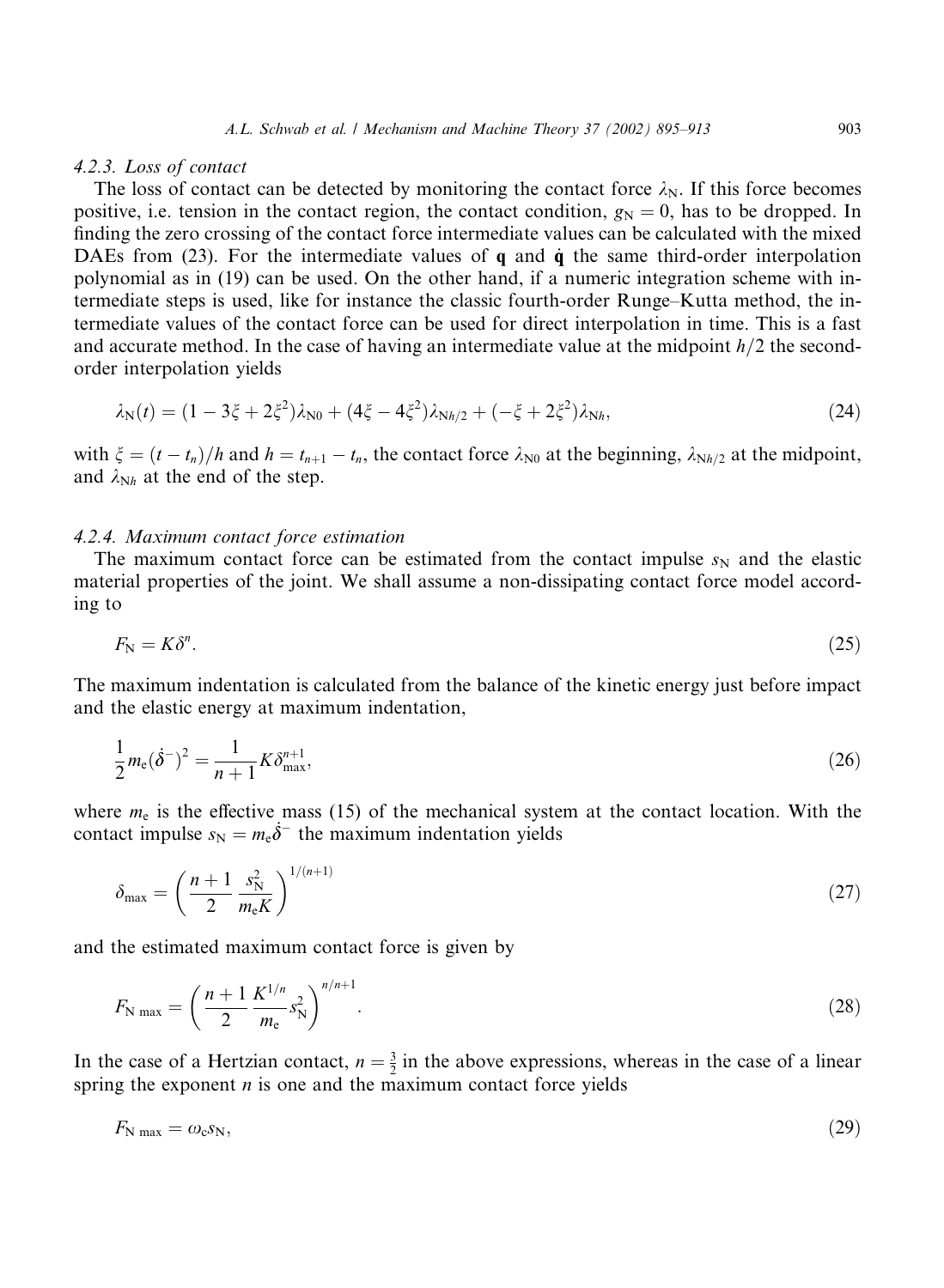#### 4.2.3. Loss of contact

The loss of contact can be detected by monitoring the contact force $\lambda_N$. If this force becomes positive, i.e. tension in the contact region, the contact condition, $g_N = 0$, has to be dropped. In finding the zero crossing of the contact force intermediate values can be calculated with the mixed DAEs from (23). For the intermediate values of $\mathbf{q}$ and $\dot{\mathbf{q}}$ the same third-order interpolation polynomial as in (19) can be used. On the other hand, if a numeric integration scheme with intermediate steps is used, like for instance the classic fourth-order Runge–Kutta method, the intermediate values of the contact force can be used for direct interpolation in time. This is a fast and accurate method. In the case of having an intermediate value at the midpoint $h/2$ the second-order interpolation yields

$$\lambda_N(t) = (1 - 3\xi + 2\xi^2)\lambda_{N0} + (4\xi - 4\xi^2)\lambda_{Nh/2} + (-\xi + 2\xi^2)\lambda_{Nh}, \tag{24}$$

with $\xi = (t - t_n)/h$ and $h = t_{n+1} - t_n$, the contact force $\lambda_{N0}$ at the beginning, $\lambda_{Nh/2}$ at the midpoint, and $\lambda_{Nh}$ at the end of the step.

#### 4.2.4. Maximum contact force estimation

The maximum contact force can be estimated from the contact impulse $s_N$ and the elastic material properties of the joint. We shall assume a non-dissipating contact force model according to

$$F_N = K\delta^n. \tag{25}$$

The maximum indentation is calculated from the balance of the kinetic energy just before impact and the elastic energy at maximum indentation,

$$\frac{1}{2}m_e(\dot{\delta}^-)^2 = \frac{1}{n+1}K\delta_{\max}^{n+1}, \tag{26}$$

where $m_e$ is the effective mass (15) of the mechanical system at the contact location. With the contact impulse $s_N = m_e\dot{\delta}^-$ the maximum indentation yields

$$\delta_{\max} = \left(\frac{n+1}{2}\frac{s_N^2}{m_e K}\right)^{1/(n+1)} \tag{27}$$

and the estimated maximum contact force is given by

$$F_{N\max} = \left(\frac{n+1}{2}\frac{K^{1/n}}{m_e}s_N^2\right)^{n/n+1}. \tag{28}$$

In the case of a Hertzian contact, $n = \frac{3}{2}$ in the above expressions, whereas in the case of a linear spring the exponent $n$ is one and the maximum contact force yields

$$F_{N\max} = \omega_c s_N, \tag{29}$$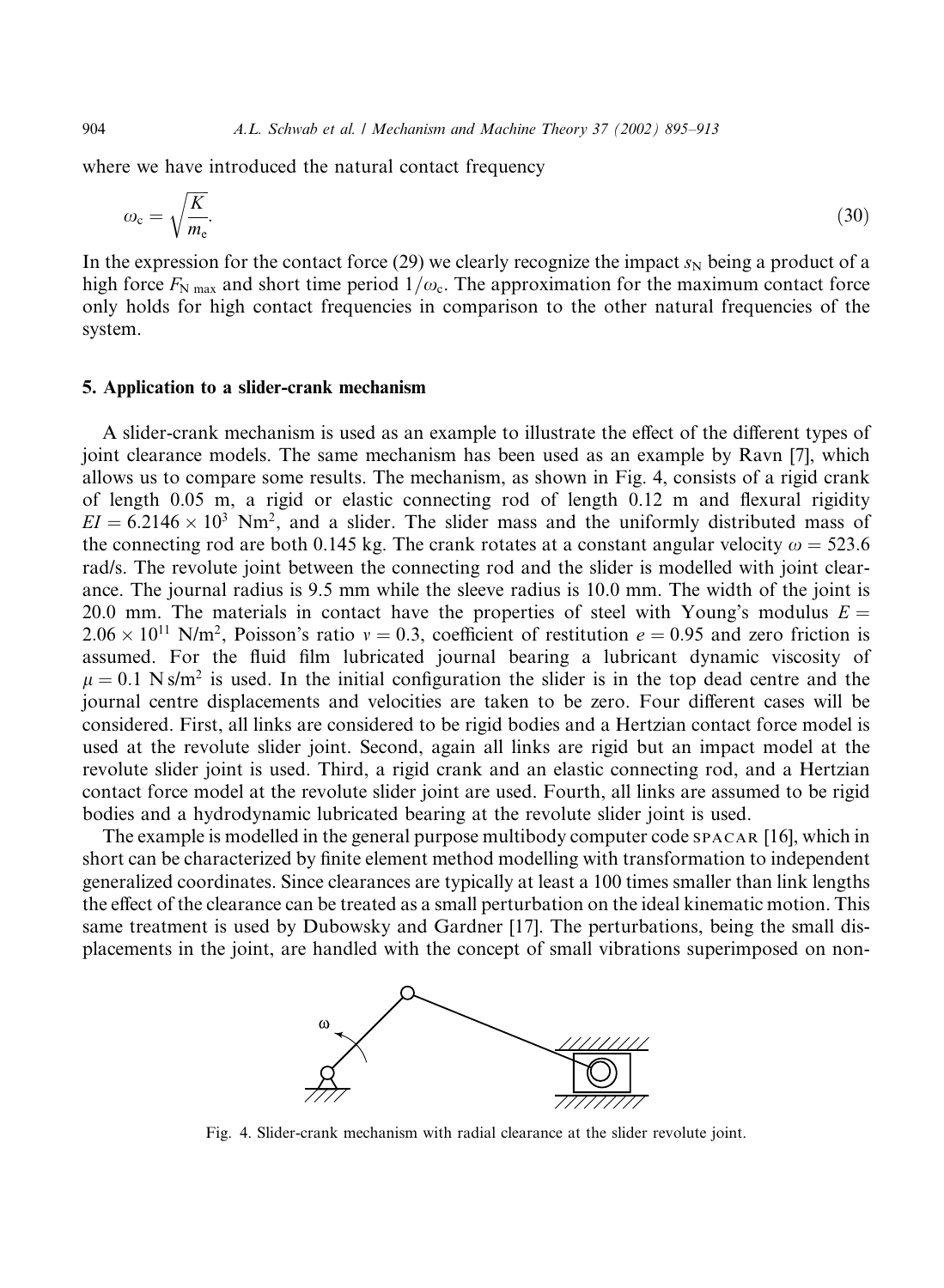where we have introduced the natural contact frequency

$$\omega_c = \sqrt{\frac{K}{m_e}}. \tag{30}$$

In the expression for the contact force (29) we clearly recognize the impact $s_N$ being a product of a high force $F_{N\,max}$ and short time period $1/\omega_c$. The approximation for the maximum contact force only holds for high contact frequencies in comparison to the other natural frequencies of the system.

## 5. Application to a slider-crank mechanism

A slider-crank mechanism is used as an example to illustrate the effect of the different types of joint clearance models. The same mechanism has been used as an example by Ravn [7], which allows us to compare some results. The mechanism, as shown in Fig. 4, consists of a rigid crank of length 0.05 m, a rigid or elastic connecting rod of length 0.12 m and flexural rigidity $EI = 6.2146 \times 10^3$ Nm$^2$, and a slider. The slider mass and the uniformly distributed mass of the connecting rod are both 0.145 kg. The crank rotates at a constant angular velocity $\omega = 523.6$ rad/s. The revolute joint between the connecting rod and the slider is modelled with joint clearance. The journal radius is 9.5 mm while the sleeve radius is 10.0 mm. The width of the joint is 20.0 mm. The materials in contact have the properties of steel with Young's modulus $E = 2.06 \times 10^{11}$ N/m$^2$, Poisson's ratio $\nu = 0.3$, coefficient of restitution $e = 0.95$ and zero friction is assumed. For the fluid film lubricated journal bearing a lubricant dynamic viscosity of $\mu = 0.1$ N s/m$^2$ is used. In the initial configuration the slider is in the top dead centre and the journal centre displacements and velocities are taken to be zero. Four different cases will be considered. First, all links are considered to be rigid bodies and a Hertzian contact force model is used at the revolute slider joint. Second, again all links are rigid but an impact model at the revolute slider joint is used. Third, a rigid crank and an elastic connecting rod, and a Hertzian contact force model at the revolute slider joint are used. Fourth, all links are assumed to be rigid bodies and a hydrodynamic lubricated bearing at the revolute slider joint is used.

The example is modelled in the general purpose multibody computer code SPACAR [16], which in short can be characterized by finite element method modelling with transformation to independent generalized coordinates. Since clearances are typically at least a 100 times smaller than link lengths the effect of the clearance can be treated as a small perturbation on the ideal kinematic motion. This same treatment is used by Dubowsky and Gardner [17]. The perturbations, being the small displacements in the joint, are handled with the concept of small vibrations superimposed on non-

Fig. 4. Slider-crank mechanism with radial clearance at the slider revolute joint.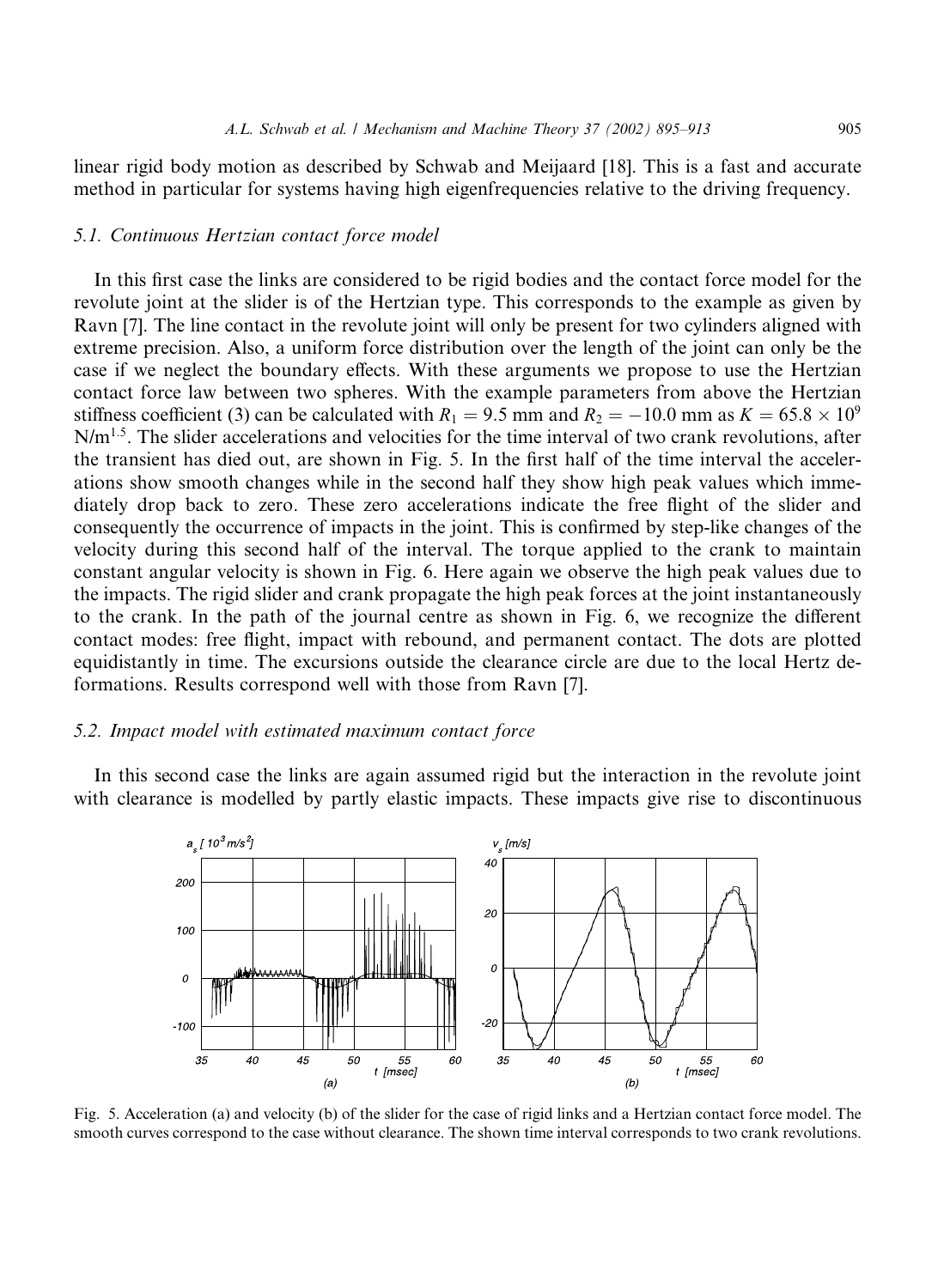linear rigid body motion as described by Schwab and Meijaard [18]. This is a fast and accurate method in particular for systems having high eigenfrequencies relative to the driving frequency.

### 5.1. Continuous Hertzian contact force model

In this first case the links are considered to be rigid bodies and the contact force model for the revolute joint at the slider is of the Hertzian type. This corresponds to the example as given by Ravn [7]. The line contact in the revolute joint will only be present for two cylinders aligned with extreme precision. Also, a uniform force distribution over the length of the joint can only be the case if we neglect the boundary effects. With these arguments we propose to use the Hertzian contact force law between two spheres. With the example parameters from above the Hertzian stiffness coefficient (3) can be calculated with $R_1 = 9.5$ mm and $R_2 = -10.0$ mm as $K = 65.8 \times 10^9$ N/m$^{1.5}$. The slider accelerations and velocities for the time interval of two crank revolutions, after the transient has died out, are shown in Fig. 5. In the first half of the time interval the accelerations show smooth changes while in the second half they show high peak values which immediately drop back to zero. These zero accelerations indicate the free flight of the slider and consequently the occurrence of impacts in the joint. This is confirmed by step-like changes of the velocity during this second half of the interval. The torque applied to the crank to maintain constant angular velocity is shown in Fig. 6. Here again we observe the high peak values due to the impacts. The rigid slider and crank propagate the high peak forces at the joint instantaneously to the crank. In the path of the journal centre as shown in Fig. 6, we recognize the different contact modes: free flight, impact with rebound, and permanent contact. The dots are plotted equidistantly in time. The excursions outside the clearance circle are due to the local Hertz deformations. Results correspond well with those from Ravn [7].

### 5.2. Impact model with estimated maximum contact force

In this second case the links are again assumed rigid but the interaction in the revolute joint with clearance is modelled by partly elastic impacts. These impacts give rise to discontinuous

Fig. 5. Acceleration (a) and velocity (b) of the slider for the case of rigid links and a Hertzian contact force model. The smooth curves correspond to the case without clearance. The shown time interval corresponds to two crank revolutions.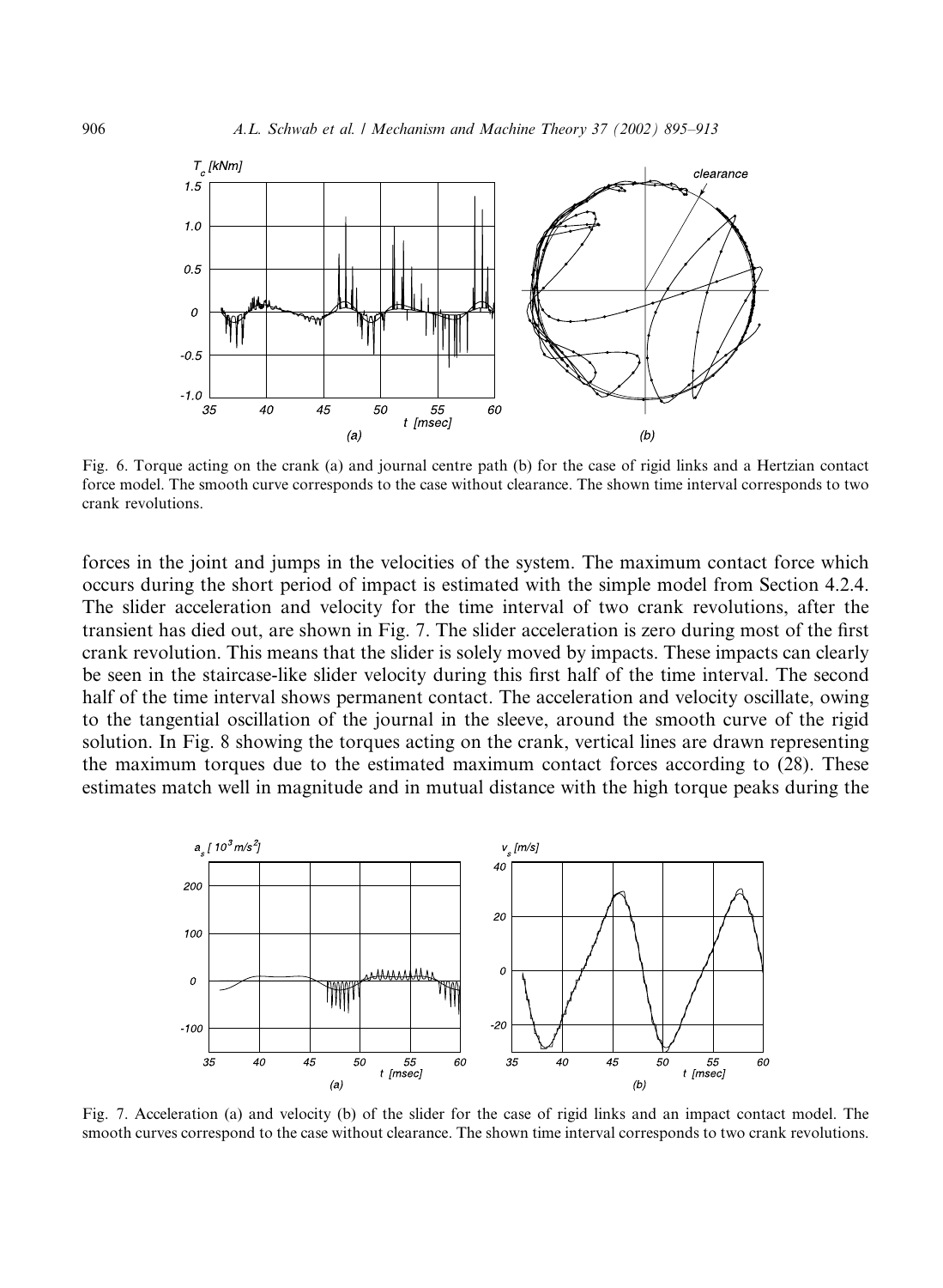Fig. 6. Torque acting on the crank (a) and journal centre path (b) for the case of rigid links and a Hertzian contact force model. The smooth curve corresponds to the case without clearance. The shown time interval corresponds to two crank revolutions.

forces in the joint and jumps in the velocities of the system. The maximum contact force which occurs during the short period of impact is estimated with the simple model from Section 4.2.4. The slider acceleration and velocity for the time interval of two crank revolutions, after the transient has died out, are shown in Fig. 7. The slider acceleration is zero during most of the first crank revolution. This means that the slider is solely moved by impacts. These impacts can clearly be seen in the staircase-like slider velocity during this first half of the time interval. The second half of the time interval shows permanent contact. The acceleration and velocity oscillate, owing to the tangential oscillation of the journal in the sleeve, around the smooth curve of the rigid solution. In Fig. 8 showing the torques acting on the crank, vertical lines are drawn representing the maximum torques due to the estimated maximum contact forces according to (28). These estimates match well in magnitude and in mutual distance with the high torque peaks during the

Fig. 7. Acceleration (a) and velocity (b) of the slider for the case of rigid links and an impact contact model. The smooth curves correspond to the case without clearance. The shown time interval corresponds to two crank revolutions.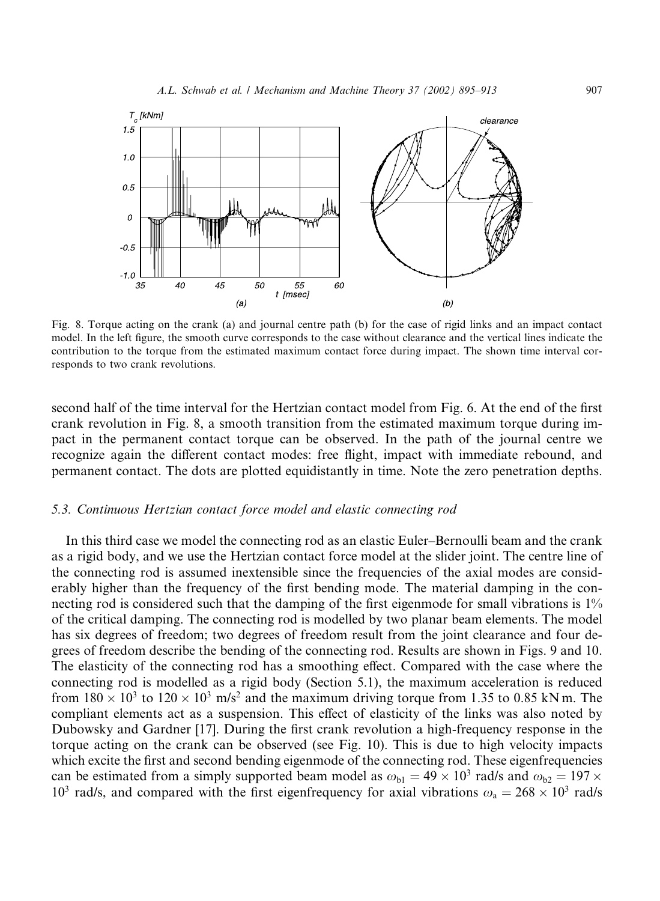Fig. 8. Torque acting on the crank (a) and journal centre path (b) for the case of rigid links and an impact contact model. In the left figure, the smooth curve corresponds to the case without clearance and the vertical lines indicate the contribution to the torque from the estimated maximum contact force during impact. The shown time interval corresponds to two crank revolutions.

second half of the time interval for the Hertzian contact model from Fig. 6. At the end of the first crank revolution in Fig. 8, a smooth transition from the estimated maximum torque during impact in the permanent contact torque can be observed. In the path of the journal centre we recognize again the different contact modes: free flight, impact with immediate rebound, and permanent contact. The dots are plotted equidistantly in time. Note the zero penetration depths.

### 5.3. Continuous Hertzian contact force model and elastic connecting rod

In this third case we model the connecting rod as an elastic Euler–Bernoulli beam and the crank as a rigid body, and we use the Hertzian contact force model at the slider joint. The centre line of the connecting rod is assumed inextensible since the frequencies of the axial modes are considerably higher than the frequency of the first bending mode. The material damping in the connecting rod is considered such that the damping of the first eigenmode for small vibrations is 1% of the critical damping. The connecting rod is modelled by two planar beam elements. The model has six degrees of freedom; two degrees of freedom result from the joint clearance and four degrees of freedom describe the bending of the connecting rod. Results are shown in Figs. 9 and 10. The elasticity of the connecting rod has a smoothing effect. Compared with the case where the connecting rod is modelled as a rigid body (Section 5.1), the maximum acceleration is reduced from $180 \times 10^3$ to $120 \times 10^3$ m/s$^2$ and the maximum driving torque from 1.35 to 0.85 kN m. The compliant elements act as a suspension. This effect of elasticity of the links was also noted by Dubowsky and Gardner [17]. During the first crank revolution a high-frequency response in the torque acting on the crank can be observed (see Fig. 10). This is due to high velocity impacts which excite the first and second bending eigenmode of the connecting rod. These eigenfrequencies can be estimated from a simply supported beam model as $\omega_{b1} = 49 \times 10^3$ rad/s and $\omega_{b2} = 197 \times 10^3$ rad/s, and compared with the first eigenfrequency for axial vibrations $\omega_a = 268 \times 10^3$ rad/s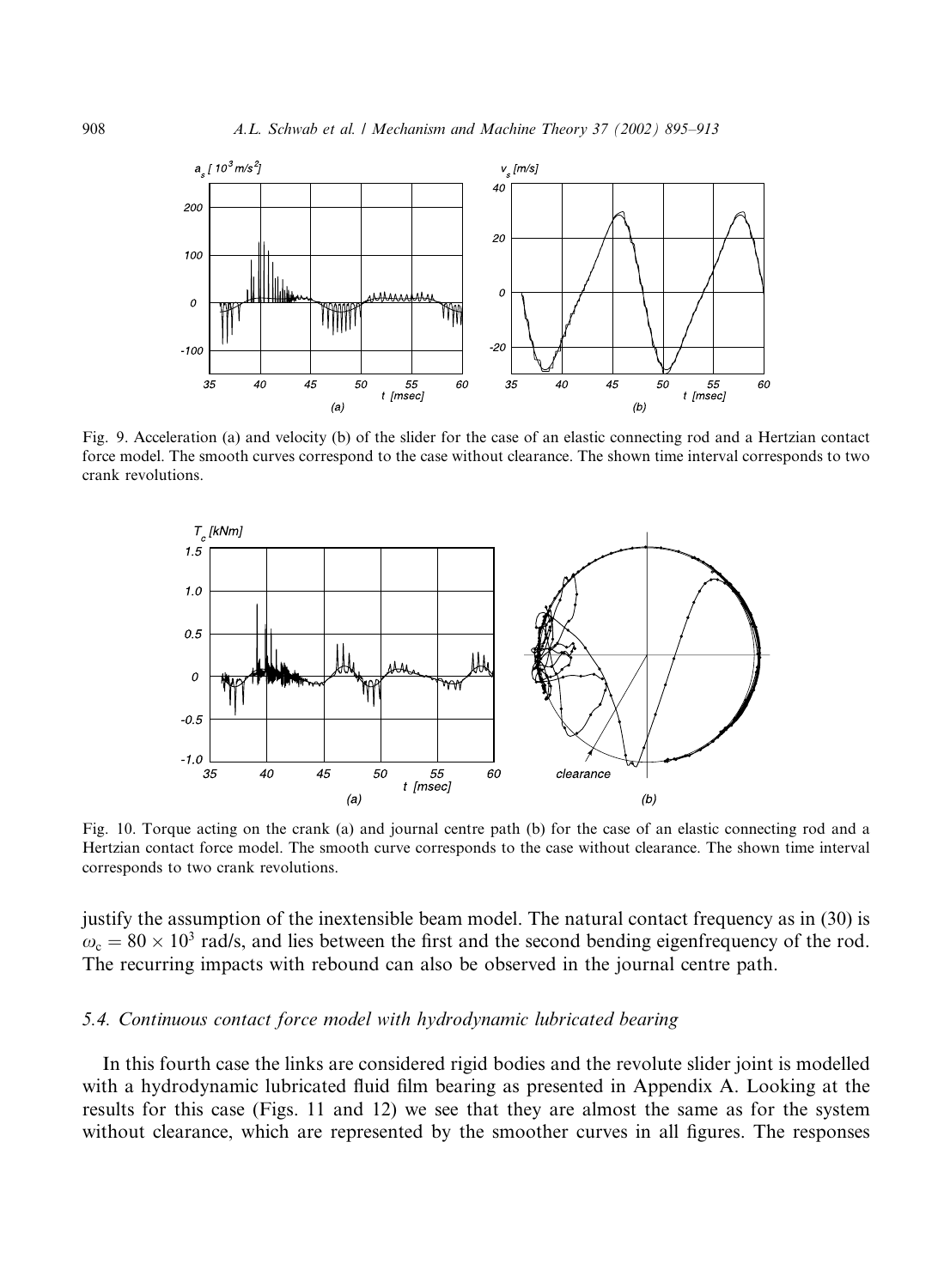Fig. 9. Acceleration (a) and velocity (b) of the slider for the case of an elastic connecting rod and a Hertzian contact force model. The smooth curves correspond to the case without clearance. The shown time interval corresponds to two crank revolutions.

Fig. 10. Torque acting on the crank (a) and journal centre path (b) for the case of an elastic connecting rod and a Hertzian contact force model. The smooth curve corresponds to the case without clearance. The shown time interval corresponds to two crank revolutions.

justify the assumption of the inextensible beam model. The natural contact frequency as in (30) is $\omega_c = 80 \times 10^3$ rad/s, and lies between the first and the second bending eigenfrequency of the rod. The recurring impacts with rebound can also be observed in the journal centre path.

### 5.4. Continuous contact force model with hydrodynamic lubricated bearing

In this fourth case the links are considered rigid bodies and the revolute slider joint is modelled with a hydrodynamic lubricated fluid film bearing as presented in Appendix A. Looking at the results for this case (Figs. 11 and 12) we see that they are almost the same as for the system without clearance, which are represented by the smoother curves in all figures. The responses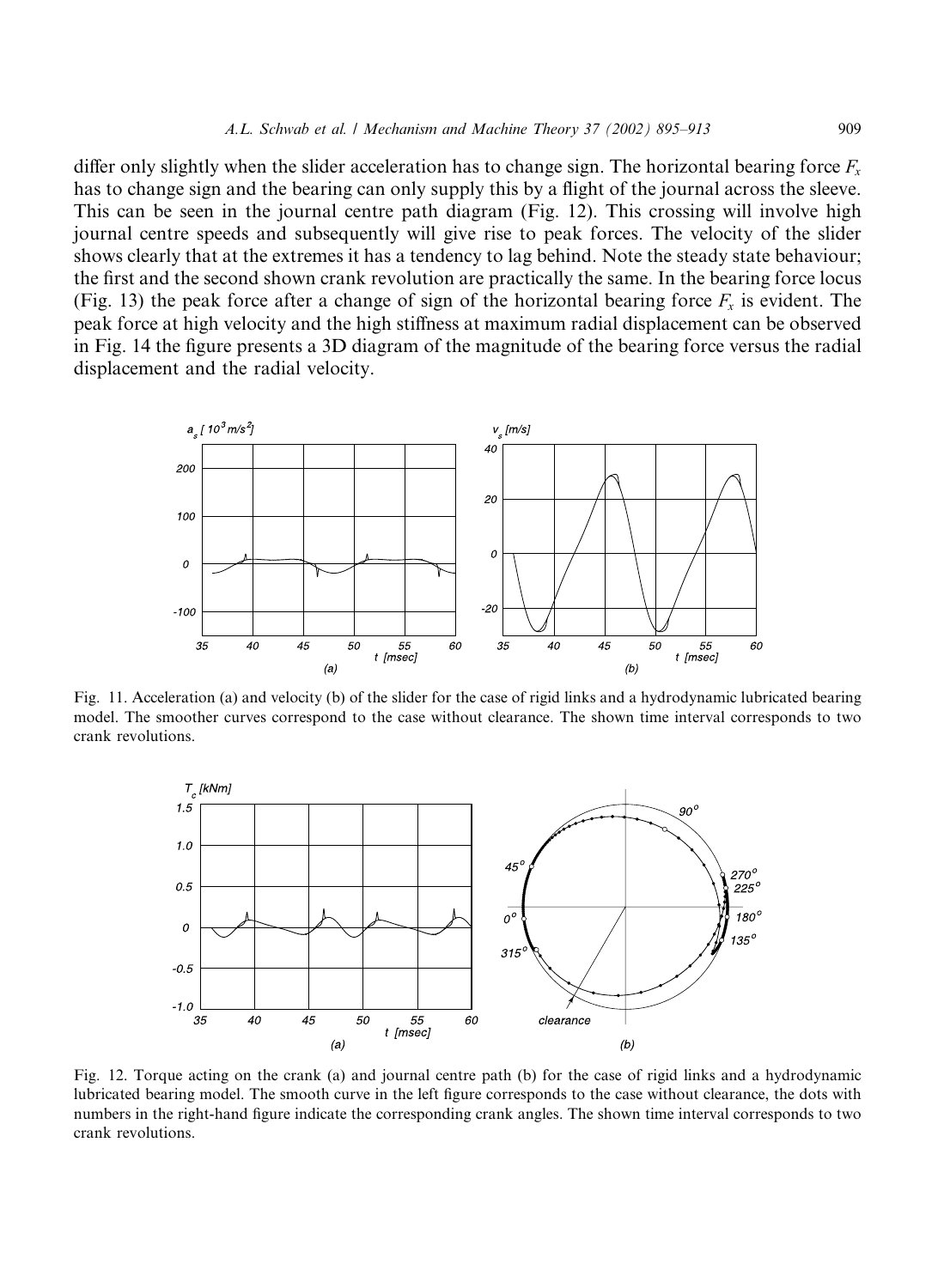differ only slightly when the slider acceleration has to change sign. The horizontal bearing force $F_x$ has to change sign and the bearing can only supply this by a flight of the journal across the sleeve. This can be seen in the journal centre path diagram (Fig. 12). This crossing will involve high journal centre speeds and subsequently will give rise to peak forces. The velocity of the slider shows clearly that at the extremes it has a tendency to lag behind. Note the steady state behaviour; the first and the second shown crank revolution are practically the same. In the bearing force locus (Fig. 13) the peak force after a change of sign of the horizontal bearing force $F_x$ is evident. The peak force at high velocity and the high stiffness at maximum radial displacement can be observed in Fig. 14 the figure presents a 3D diagram of the magnitude of the bearing force versus the radial displacement and the radial velocity.

Fig. 11. Acceleration (a) and velocity (b) of the slider for the case of rigid links and a hydrodynamic lubricated bearing model. The smoother curves correspond to the case without clearance. The shown time interval corresponds to two crank revolutions.

Fig. 12. Torque acting on the crank (a) and journal centre path (b) for the case of rigid links and a hydrodynamic lubricated bearing model. The smooth curve in the left figure corresponds to the case without clearance, the dots with numbers in the right-hand figure indicate the corresponding crank angles. The shown time interval corresponds to two crank revolutions.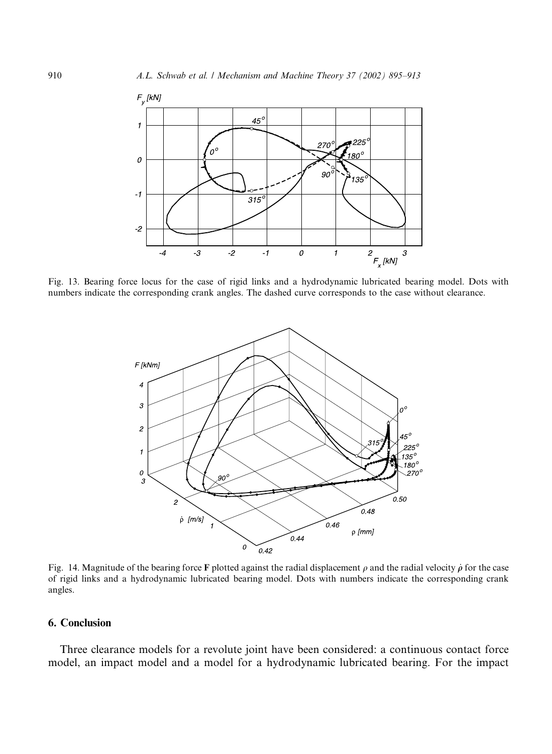Fig. 13. Bearing force locus for the case of rigid links and a hydrodynamic lubricated bearing model. Dots with numbers indicate the corresponding crank angles. The dashed curve corresponds to the case without clearance.

Fig. 14. Magnitude of the bearing force **F** plotted against the radial displacement $\rho$ and the radial velocity $\dot{\rho}$ for the case of rigid links and a hydrodynamic lubricated bearing model. Dots with numbers indicate the corresponding crank angles.

## 6. Conclusion

Three clearance models for a revolute joint have been considered: a continuous contact force model, an impact model and a model for a hydrodynamic lubricated bearing. For the impact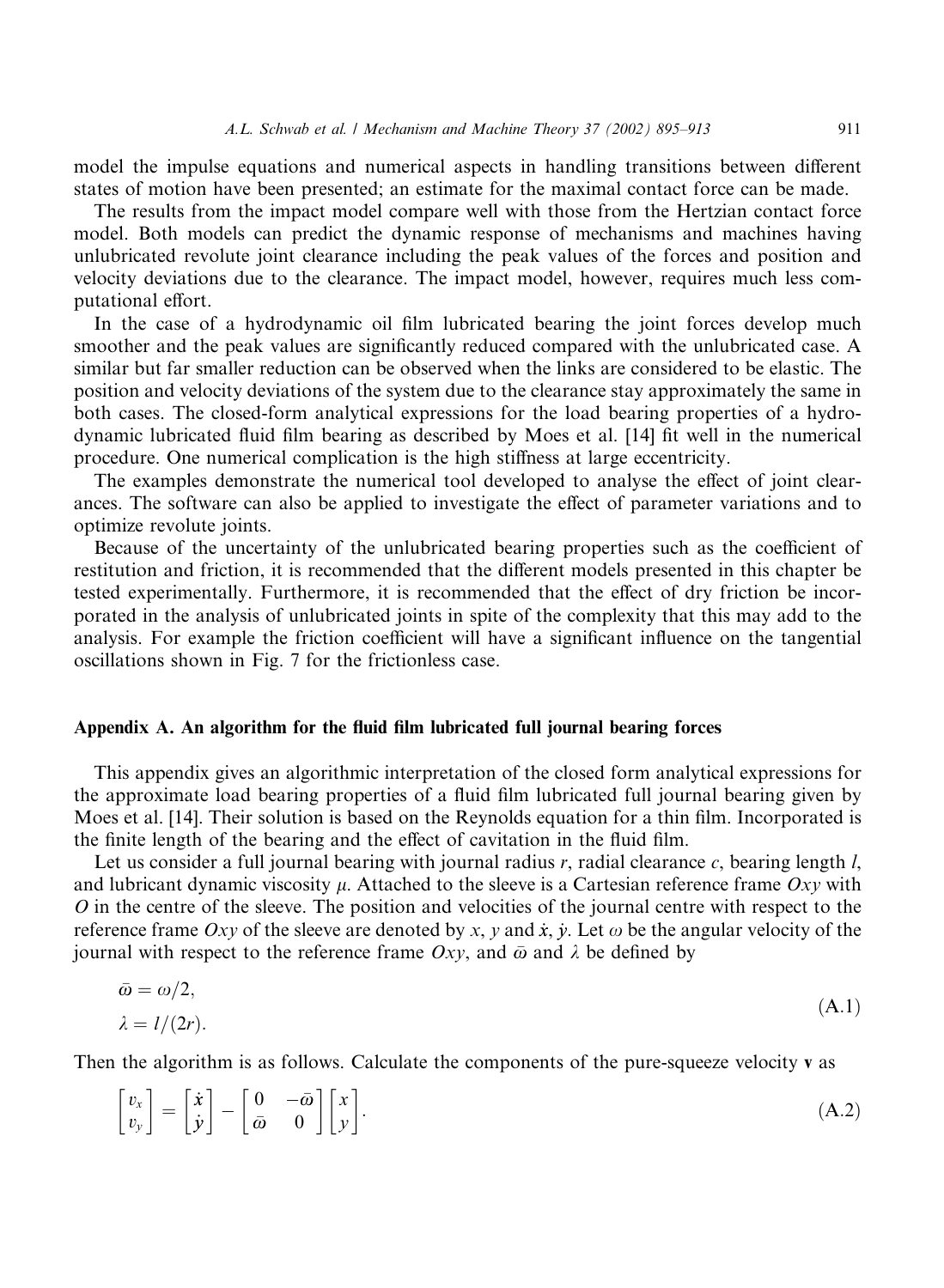model the impulse equations and numerical aspects in handling transitions between different states of motion have been presented; an estimate for the maximal contact force can be made.

The results from the impact model compare well with those from the Hertzian contact force model. Both models can predict the dynamic response of mechanisms and machines having unlubricated revolute joint clearance including the peak values of the forces and position and velocity deviations due to the clearance. The impact model, however, requires much less computational effort.

In the case of a hydrodynamic oil film lubricated bearing the joint forces develop much smoother and the peak values are significantly reduced compared with the unlubricated case. A similar but far smaller reduction can be observed when the links are considered to be elastic. The position and velocity deviations of the system due to the clearance stay approximately the same in both cases. The closed-form analytical expressions for the load bearing properties of a hydrodynamic lubricated fluid film bearing as described by Moes et al. [14] fit well in the numerical procedure. One numerical complication is the high stiffness at large eccentricity.

The examples demonstrate the numerical tool developed to analyse the effect of joint clearances. The software can also be applied to investigate the effect of parameter variations and to optimize revolute joints.

Because of the uncertainty of the unlubricated bearing properties such as the coefficient of restitution and friction, it is recommended that the different models presented in this chapter be tested experimentally. Furthermore, it is recommended that the effect of dry friction be incorporated in the analysis of unlubricated joints in spite of the complexity that this may add to the analysis. For example the friction coefficient will have a significant influence on the tangential oscillations shown in Fig. 7 for the frictionless case.

## Appendix A. An algorithm for the fluid film lubricated full journal bearing forces

This appendix gives an algorithmic interpretation of the closed form analytical expressions for the approximate load bearing properties of a fluid film lubricated full journal bearing given by Moes et al. [14]. Their solution is based on the Reynolds equation for a thin film. Incorporated is the finite length of the bearing and the effect of cavitation in the fluid film.

Let us consider a full journal bearing with journal radius $r$, radial clearance $c$, bearing length $l$, and lubricant dynamic viscosity $\mu$. Attached to the sleeve is a Cartesian reference frame $Oxy$ with $O$ in the centre of the sleeve. The position and velocities of the journal centre with respect to the reference frame $Oxy$ of the sleeve are denoted by $x$, $y$ and $\dot{x}$, $\dot{y}$. Let $\omega$ be the angular velocity of the journal with respect to the reference frame $Oxy$, and $\bar{\omega}$ and $\lambda$ be defined by

$$
\begin{aligned}
\bar{\omega} &= \omega/2, \\
\lambda &= l/(2r).
\end{aligned}
\tag{A.1}
$$

Then the algorithm is as follows. Calculate the components of the pure-squeeze velocity $\mathbf{v}$ as

$$
\begin{bmatrix} v_x \\ v_y \end{bmatrix} = \begin{bmatrix} \dot{x} \\ \dot{y} \end{bmatrix} - \begin{bmatrix} 0 & -\bar{\omega} \\ \bar{\omega} & 0 \end{bmatrix} \begin{bmatrix} x \\ y \end{bmatrix}.
\tag{A.2}
$$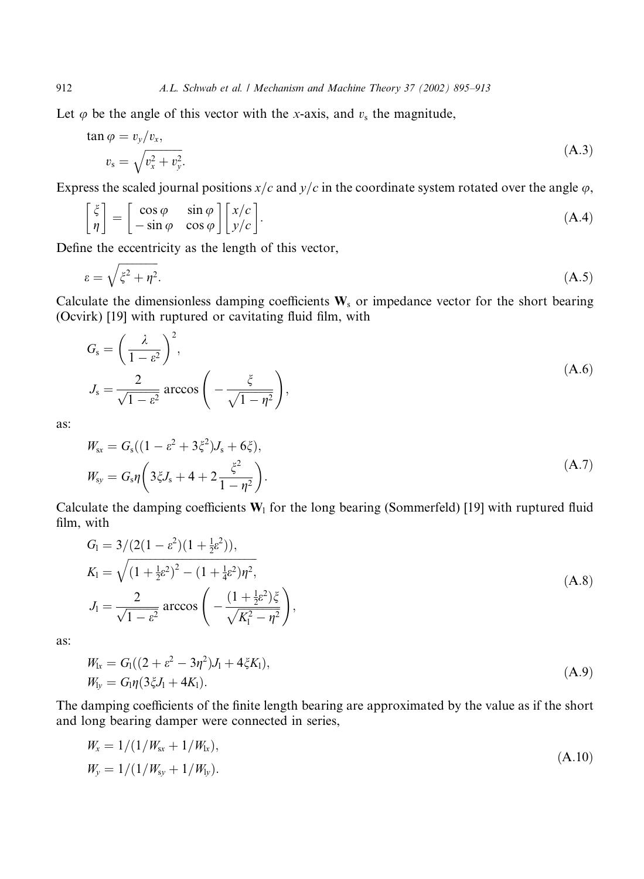Let $\varphi$ be the angle of this vector with the $x$-axis, and $v_s$ the magnitude,

$$
\tan\varphi = v_y/v_x,
\qquad
v_s = \sqrt{v_x^2 + v_y^2}. \tag{A.3}
$$

Express the scaled journal positions $x/c$ and $y/c$ in the coordinate system rotated over the angle $\varphi$,

$$
\begin{bmatrix} \xi \\ \eta \end{bmatrix} = \begin{bmatrix} \cos\varphi & \sin\varphi \\ -\sin\varphi & \cos\varphi \end{bmatrix} \begin{bmatrix} x/c \\ y/c \end{bmatrix}. \tag{A.4}
$$

Define the eccentricity as the length of this vector,

$$
\varepsilon = \sqrt{\xi^2 + \eta^2}. \tag{A.5}
$$

Calculate the dimensionless damping coefficients $\mathbf{W}_s$ or impedance vector for the short bearing (Ocvirk) [19] with ruptured or cavitating fluid film, with

$$
G_s = \left(\frac{\lambda}{1-\varepsilon^2}\right)^2,
\qquad
J_s = \frac{2}{\sqrt{1-\varepsilon^2}} \arccos\left(-\frac{\xi}{\sqrt{1-\eta^2}}\right), \tag{A.6}
$$

as:

$$
W_{sx} = G_s((1-\varepsilon^2+3\xi^2)J_s + 6\xi),
\qquad
W_{sy} = G_s\eta\left(3\xi J_s + 4 + 2\frac{\xi^2}{1-\eta^2}\right). \tag{A.7}
$$

Calculate the damping coefficients $\mathbf{W}_l$ for the long bearing (Sommerfeld) [19] with ruptured fluid film, with

$$
G_l = 3/(2(1-\varepsilon^2)(1+\tfrac{1}{2}\varepsilon^2)),
\qquad
K_l = \sqrt{(1+\tfrac{1}{2}\varepsilon^2)^2 - (1+\tfrac{1}{4}\varepsilon^2)\eta^2},
\qquad
J_l = \frac{2}{\sqrt{1-\varepsilon^2}} \arccos\left(-\frac{(1+\frac{1}{2}\varepsilon^2)\xi}{\sqrt{K_l^2-\eta^2}}\right), \tag{A.8}
$$

as:

$$
W_{lx} = G_l((2+\varepsilon^2-3\eta^2)J_l + 4\xi K_l),
\qquad
W_{ly} = G_l\eta(3\xi J_l + 4K_l). \tag{A.9}
$$

The damping coefficients of the finite length bearing are approximated by the value as if the short and long bearing damper were connected in series,

$$
W_x = 1/(1/W_{sx} + 1/W_{lx}),
\qquad
W_y = 1/(1/W_{sy} + 1/W_{ly}). \tag{A.10}
$$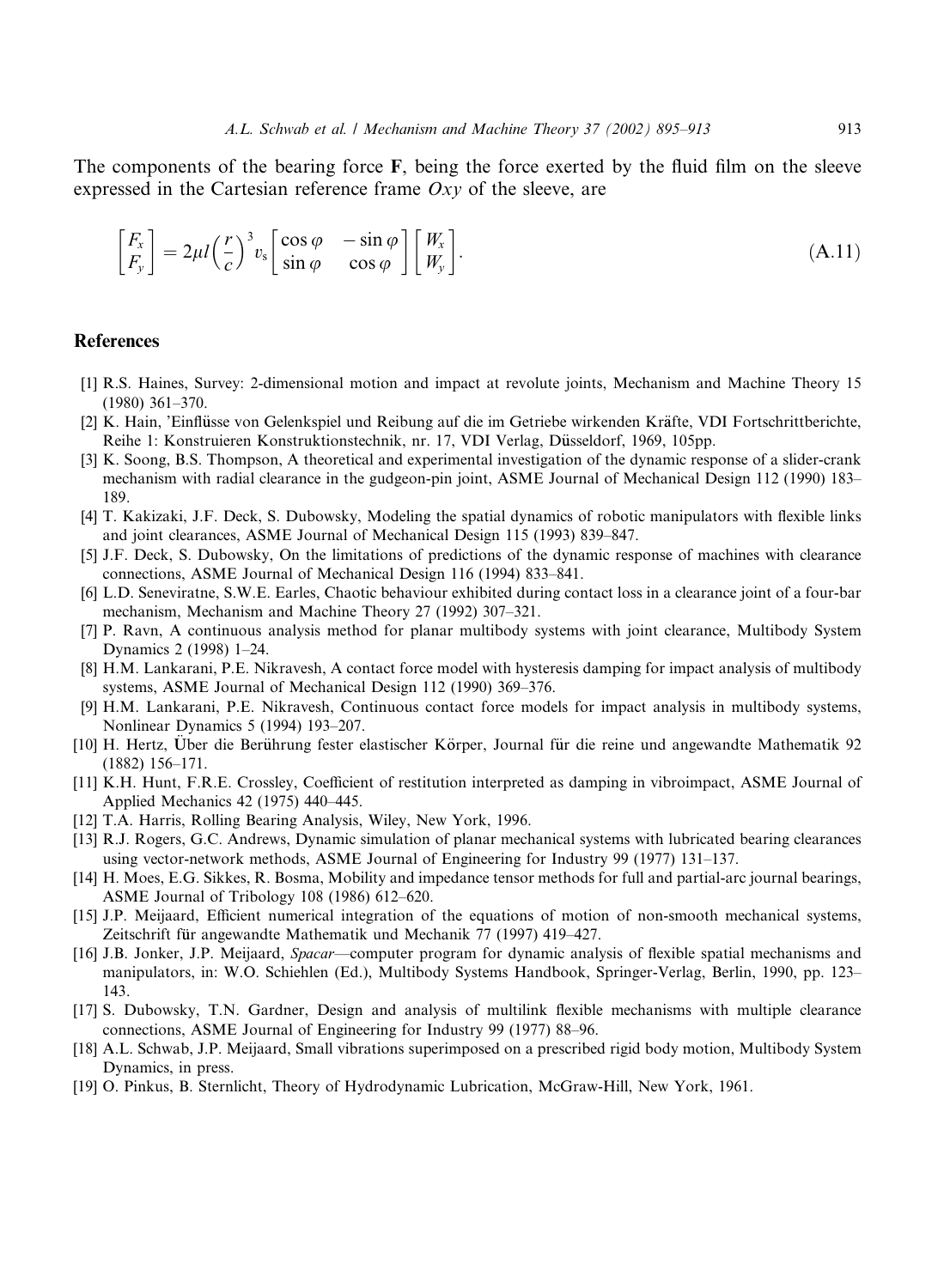The components of the bearing force **F**, being the force exerted by the fluid film on the sleeve expressed in the Cartesian reference frame $Oxy$ of the sleeve, are

$$\begin{bmatrix} F_x \\ F_y \end{bmatrix} = 2\mu l \left(\frac{r}{c}\right)^3 v_s \begin{bmatrix} \cos\varphi & -\sin\varphi \\ \sin\varphi & \cos\varphi \end{bmatrix} \begin{bmatrix} W_x \\ W_y \end{bmatrix}. \tag{A.11}$$

## References

[1] R.S. Haines, Survey: 2-dimensional motion and impact at revolute joints, Mechanism and Machine Theory 15 (1980) 361–370.

[2] K. Hain, 'Einflüsse von Gelenkspiel und Reibung auf die im Getriebe wirkenden Kräfte, VDI Fortschrittberichte, Reihe 1: Konstruieren Konstruktionstechnik, nr. 17, VDI Verlag, Düsseldorf, 1969, 105pp.

[3] K. Soong, B.S. Thompson, A theoretical and experimental investigation of the dynamic response of a slider-crank mechanism with radial clearance in the gudgeon-pin joint, ASME Journal of Mechanical Design 112 (1990) 183–189.

[4] T. Kakizaki, J.F. Deck, S. Dubowsky, Modeling the spatial dynamics of robotic manipulators with flexible links and joint clearances, ASME Journal of Mechanical Design 115 (1993) 839–847.

[5] J.F. Deck, S. Dubowsky, On the limitations of predictions of the dynamic response of machines with clearance connections, ASME Journal of Mechanical Design 116 (1994) 833–841.

[6] L.D. Seneviratne, S.W.E. Earles, Chaotic behaviour exhibited during contact loss in a clearance joint of a four-bar mechanism, Mechanism and Machine Theory 27 (1992) 307–321.

[7] P. Ravn, A continuous analysis method for planar multibody systems with joint clearance, Multibody System Dynamics 2 (1998) 1–24.

[8] H.M. Lankarani, P.E. Nikravesh, A contact force model with hysteresis damping for impact analysis of multibody systems, ASME Journal of Mechanical Design 112 (1990) 369–376.

[9] H.M. Lankarani, P.E. Nikravesh, Continuous contact force models for impact analysis in multibody systems, Nonlinear Dynamics 5 (1994) 193–207.

[10] H. Hertz, Über die Berührung fester elastischer Körper, Journal für die reine und angewandte Mathematik 92 (1882) 156–171.

[11] K.H. Hunt, F.R.E. Crossley, Coefficient of restitution interpreted as damping in vibroimpact, ASME Journal of Applied Mechanics 42 (1975) 440–445.

[12] T.A. Harris, Rolling Bearing Analysis, Wiley, New York, 1996.

[13] R.J. Rogers, G.C. Andrews, Dynamic simulation of planar mechanical systems with lubricated bearing clearances using vector-network methods, ASME Journal of Engineering for Industry 99 (1977) 131–137.

[14] H. Moes, E.G. Sikkes, R. Bosma, Mobility and impedance tensor methods for full and partial-arc journal bearings, ASME Journal of Tribology 108 (1986) 612–620.

[15] J.P. Meijaard, Efficient numerical integration of the equations of motion of non-smooth mechanical systems, Zeitschrift für angewandte Mathematik und Mechanik 77 (1997) 419–427.

[16] J.B. Jonker, J.P. Meijaard, *Spacar*—computer program for dynamic analysis of flexible spatial mechanisms and manipulators, in: W.O. Schiehlen (Ed.), Multibody Systems Handbook, Springer-Verlag, Berlin, 1990, pp. 123–143.

[17] S. Dubowsky, T.N. Gardner, Design and analysis of multilink flexible mechanisms with multiple clearance connections, ASME Journal of Engineering for Industry 99 (1977) 88–96.

[18] A.L. Schwab, J.P. Meijaard, Small vibrations superimposed on a prescribed rigid body motion, Multibody System Dynamics, in press.

[19] O. Pinkus, B. Sternlicht, Theory of Hydrodynamic Lubrication, McGraw-Hill, New York, 1961.